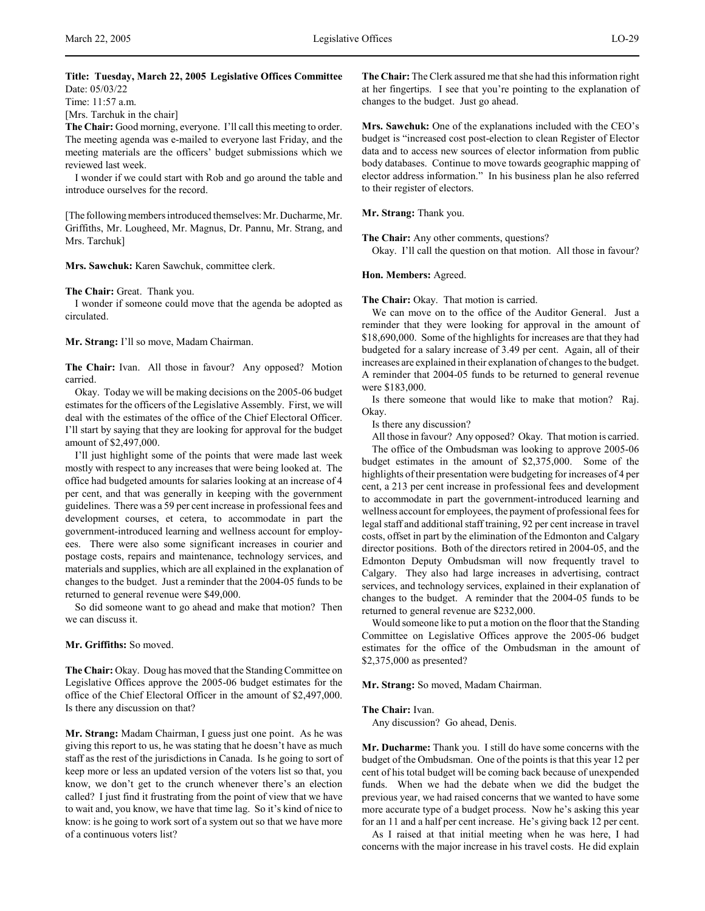**Title: Tuesday, March 22, 2005 Legislative Offices Committee**
Date: 05/03/22
Time: 11:57 a.m.
[Mrs. Tarchuk in the chair]

**The Chair:** Good morning, everyone. I'll call this meeting to order. The meeting agenda was e-mailed to everyone last Friday, and the meeting materials are the officers' budget submissions which we reviewed last week.

I wonder if we could start with Rob and go around the table and introduce ourselves for the record.

[The following members introduced themselves: Mr. Ducharme, Mr. Griffiths, Mr. Lougheed, Mr. Magnus, Dr. Pannu, Mr. Strang, and Mrs. Tarchuk]

**Mrs. Sawchuk:** Karen Sawchuk, committee clerk.

**The Chair:** Great. Thank you.

I wonder if someone could move that the agenda be adopted as circulated.

**Mr. Strang:** I'll so move, Madam Chairman.

**The Chair:** Ivan. All those in favour? Any opposed? Motion carried.

Okay. Today we will be making decisions on the 2005-06 budget estimates for the officers of the Legislative Assembly. First, we will deal with the estimates of the office of the Chief Electoral Officer. I'll start by saying that they are looking for approval for the budget amount of $2,497,000.

I'll just highlight some of the points that were made last week mostly with respect to any increases that were being looked at. The office had budgeted amounts for salaries looking at an increase of 4 per cent, and that was generally in keeping with the government guidelines. There was a 59 per cent increase in professional fees and development courses, et cetera, to accommodate in part the government-introduced learning and wellness account for employees. There were also some significant increases in courier and postage costs, repairs and maintenance, technology services, and materials and supplies, which are all explained in the explanation of changes to the budget. Just a reminder that the 2004-05 funds to be returned to general revenue were $49,000.

So did someone want to go ahead and make that motion? Then we can discuss it.

**Mr. Griffiths:** So moved.

**The Chair:** Okay. Doug has moved that the Standing Committee on Legislative Offices approve the 2005-06 budget estimates for the office of the Chief Electoral Officer in the amount of $2,497,000. Is there any discussion on that?

**Mr. Strang:** Madam Chairman, I guess just one point. As he was giving this report to us, he was stating that he doesn't have as much staff as the rest of the jurisdictions in Canada. Is he going to sort of keep more or less an updated version of the voters list so that, you know, we don't get to the crunch whenever there's an election called? I just find it frustrating from the point of view that we have to wait and, you know, we have that time lag. So it's kind of nice to know: is he going to work sort of a system out so that we have more of a continuous voters list?

**The Chair:** The Clerk assured me that she had this information right at her fingertips. I see that you're pointing to the explanation of changes to the budget. Just go ahead.

**Mrs. Sawchuk:** One of the explanations included with the CEO's budget is "increased cost post-election to clean Register of Elector data and to access new sources of elector information from public body databases. Continue to move towards geographic mapping of elector address information." In his business plan he also referred to their register of electors.

**Mr. Strang:** Thank you.

**The Chair:** Any other comments, questions?

Okay. I'll call the question on that motion. All those in favour?

**Hon. Members:** Agreed.

**The Chair:** Okay. That motion is carried.

We can move on to the office of the Auditor General. Just a reminder that they were looking for approval in the amount of $18,690,000. Some of the highlights for increases are that they had budgeted for a salary increase of 3.49 per cent. Again, all of their increases are explained in their explanation of changes to the budget. A reminder that 2004-05 funds to be returned to general revenue were $183,000.

Is there someone that would like to make that motion? Raj. Okay.

Is there any discussion?

All those in favour? Any opposed? Okay. That motion is carried.

The office of the Ombudsman was looking to approve 2005-06 budget estimates in the amount of $2,375,000. Some of the highlights of their presentation were budgeting for increases of 4 per cent, a 213 per cent increase in professional fees and development to accommodate in part the government-introduced learning and wellness account for employees, the payment of professional fees for legal staff and additional staff training, 92 per cent increase in travel costs, offset in part by the elimination of the Edmonton and Calgary director positions. Both of the directors retired in 2004-05, and the Edmonton Deputy Ombudsman will now frequently travel to Calgary. They also had large increases in advertising, contract services, and technology services, explained in their explanation of changes to the budget. A reminder that the 2004-05 funds to be returned to general revenue are $232,000.

Would someone like to put a motion on the floor that the Standing Committee on Legislative Offices approve the 2005-06 budget estimates for the office of the Ombudsman in the amount of $2,375,000 as presented?

**Mr. Strang:** So moved, Madam Chairman.

**The Chair:** Ivan.

Any discussion? Go ahead, Denis.

**Mr. Ducharme:** Thank you. I still do have some concerns with the budget of the Ombudsman. One of the points is that this year 12 per cent of his total budget will be coming back because of unexpended funds. When we had the debate when we did the budget the previous year, we had raised concerns that we wanted to have some more accurate type of a budget process. Now he's asking this year for an 11 and a half per cent increase. He's giving back 12 per cent.

As I raised at that initial meeting when he was here, I had concerns with the major increase in his travel costs. He did explain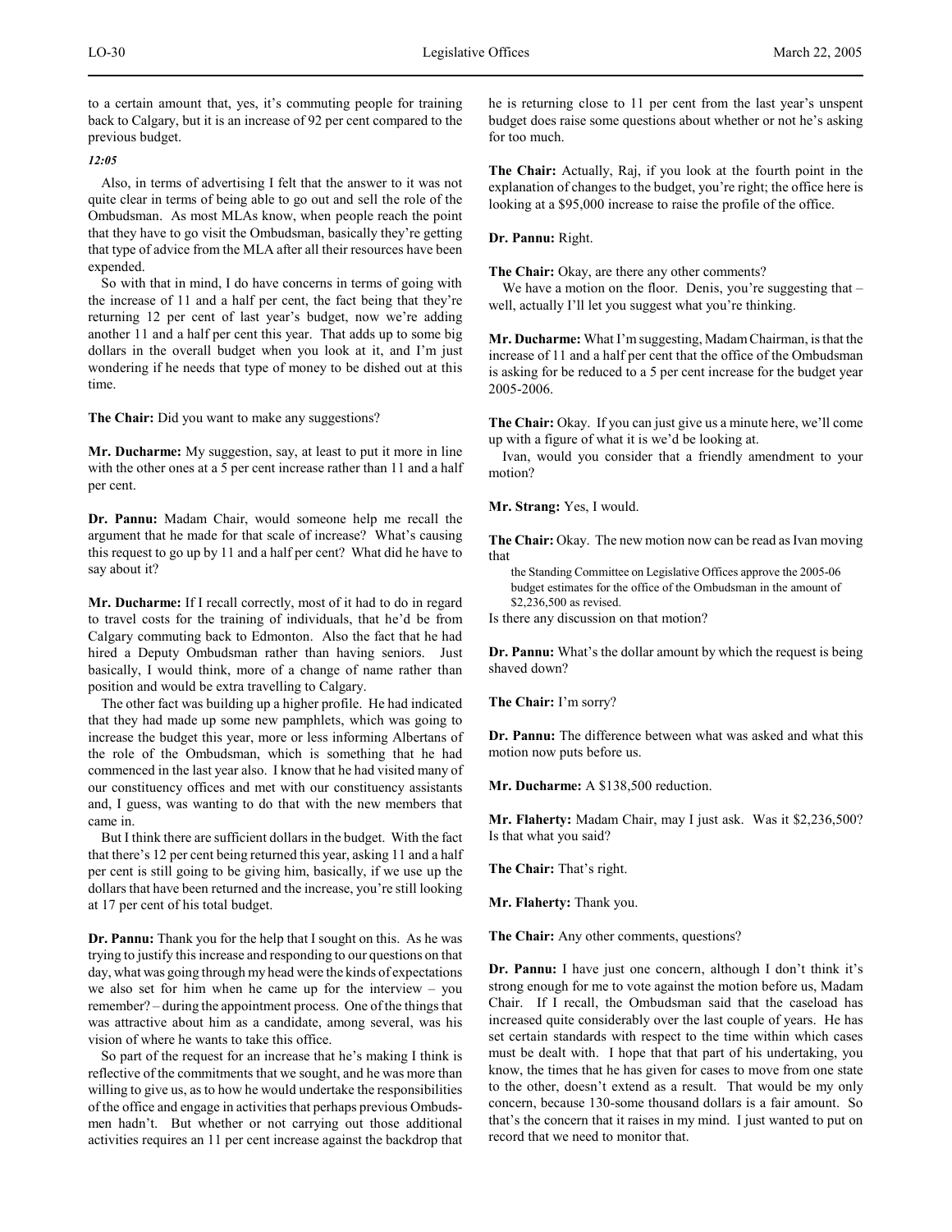to a certain amount that, yes, it's commuting people for training back to Calgary, but it is an increase of 92 per cent compared to the previous budget.

*12:05*

Also, in terms of advertising I felt that the answer to it was not quite clear in terms of being able to go out and sell the role of the Ombudsman. As most MLAs know, when people reach the point that they have to go visit the Ombudsman, basically they're getting that type of advice from the MLA after all their resources have been expended.

So with that in mind, I do have concerns in terms of going with the increase of 11 and a half per cent, the fact being that they're returning 12 per cent of last year's budget, now we're adding another 11 and a half per cent this year. That adds up to some big dollars in the overall budget when you look at it, and I'm just wondering if he needs that type of money to be dished out at this time.

**The Chair:** Did you want to make any suggestions?

**Mr. Ducharme:** My suggestion, say, at least to put it more in line with the other ones at a 5 per cent increase rather than 11 and a half per cent.

**Dr. Pannu:** Madam Chair, would someone help me recall the argument that he made for that scale of increase? What's causing this request to go up by 11 and a half per cent? What did he have to say about it?

**Mr. Ducharme:** If I recall correctly, most of it had to do in regard to travel costs for the training of individuals, that he'd be from Calgary commuting back to Edmonton. Also the fact that he had hired a Deputy Ombudsman rather than having seniors. Just basically, I would think, more of a change of name rather than position and would be extra travelling to Calgary.

The other fact was building up a higher profile. He had indicated that they had made up some new pamphlets, which was going to increase the budget this year, more or less informing Albertans of the role of the Ombudsman, which is something that he had commenced in the last year also. I know that he had visited many of our constituency offices and met with our constituency assistants and, I guess, was wanting to do that with the new members that came in.

But I think there are sufficient dollars in the budget. With the fact that there's 12 per cent being returned this year, asking 11 and a half per cent is still going to be giving him, basically, if we use up the dollars that have been returned and the increase, you're still looking at 17 per cent of his total budget.

**Dr. Pannu:** Thank you for the help that I sought on this. As he was trying to justify this increase and responding to our questions on that day, what was going through my head were the kinds of expectations we also set for him when he came up for the interview – you remember? – during the appointment process. One of the things that was attractive about him as a candidate, among several, was his vision of where he wants to take this office.

So part of the request for an increase that he's making I think is reflective of the commitments that we sought, and he was more than willing to give us, as to how he would undertake the responsibilities of the office and engage in activities that perhaps previous Ombudsmen hadn't. But whether or not carrying out those additional activities requires an 11 per cent increase against the backdrop that he is returning close to 11 per cent from the last year's unspent budget does raise some questions about whether or not he's asking for too much.

**The Chair:** Actually, Raj, if you look at the fourth point in the explanation of changes to the budget, you're right; the office here is looking at a $95,000 increase to raise the profile of the office.

**Dr. Pannu:** Right.

**The Chair:** Okay, are there any other comments?

We have a motion on the floor. Denis, you're suggesting that – well, actually I'll let you suggest what you're thinking.

**Mr. Ducharme:** What I'm suggesting, Madam Chairman, is that the increase of 11 and a half per cent that the office of the Ombudsman is asking for be reduced to a 5 per cent increase for the budget year 2005-2006.

**The Chair:** Okay. If you can just give us a minute here, we'll come up with a figure of what it is we'd be looking at.

Ivan, would you consider that a friendly amendment to your motion?

**Mr. Strang:** Yes, I would.

**The Chair:** Okay. The new motion now can be read as Ivan moving that

> the Standing Committee on Legislative Offices approve the 2005-06 budget estimates for the office of the Ombudsman in the amount of $2,236,500 as revised.

Is there any discussion on that motion?

**Dr. Pannu:** What's the dollar amount by which the request is being shaved down?

**The Chair:** I'm sorry?

**Dr. Pannu:** The difference between what was asked and what this motion now puts before us.

**Mr. Ducharme:** A $138,500 reduction.

**Mr. Flaherty:** Madam Chair, may I just ask. Was it $2,236,500? Is that what you said?

**The Chair:** That's right.

**Mr. Flaherty:** Thank you.

**The Chair:** Any other comments, questions?

**Dr. Pannu:** I have just one concern, although I don't think it's strong enough for me to vote against the motion before us, Madam Chair. If I recall, the Ombudsman said that the caseload has increased quite considerably over the last couple of years. He has set certain standards with respect to the time within which cases must be dealt with. I hope that that part of his undertaking, you know, the times that he has given for cases to move from one state to the other, doesn't extend as a result. That would be my only concern, because 130-some thousand dollars is a fair amount. So that's the concern that it raises in my mind. I just wanted to put on record that we need to monitor that.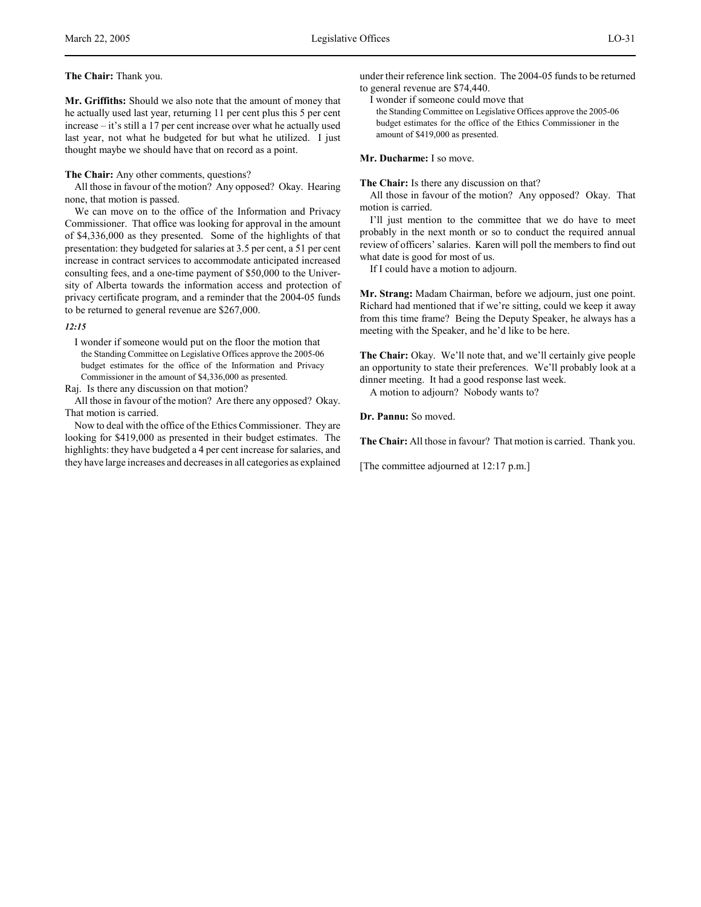**The Chair:** Thank you.

**Mr. Griffiths:** Should we also note that the amount of money that he actually used last year, returning 11 per cent plus this 5 per cent increase – it's still a 17 per cent increase over what he actually used last year, not what he budgeted for but what he utilized. I just thought maybe we should have that on record as a point.

**The Chair:** Any other comments, questions?

All those in favour of the motion? Any opposed? Okay. Hearing none, that motion is passed.

We can move on to the office of the Information and Privacy Commissioner. That office was looking for approval in the amount of $4,336,000 as they presented. Some of the highlights of that presentation: they budgeted for salaries at 3.5 per cent, a 51 per cent increase in contract services to accommodate anticipated increased consulting fees, and a one-time payment of $50,000 to the University of Alberta towards the information access and protection of privacy certificate program, and a reminder that the 2004-05 funds to be returned to general revenue are $267,000.

*12:15*

I wonder if someone would put on the floor the motion that

> the Standing Committee on Legislative Offices approve the 2005-06 budget estimates for the office of the Information and Privacy Commissioner in the amount of $4,336,000 as presented.

Raj. Is there any discussion on that motion?

All those in favour of the motion? Are there any opposed? Okay. That motion is carried.

Now to deal with the office of the Ethics Commissioner. They are looking for $419,000 as presented in their budget estimates. The highlights: they have budgeted a 4 per cent increase for salaries, and they have large increases and decreases in all categories as explained under their reference link section. The 2004-05 funds to be returned to general revenue are $74,440.

I wonder if someone could move that

> the Standing Committee on Legislative Offices approve the 2005-06 budget estimates for the office of the Ethics Commissioner in the amount of $419,000 as presented.

**Mr. Ducharme:** I so move.

**The Chair:** Is there any discussion on that?

All those in favour of the motion? Any opposed? Okay. That motion is carried.

I'll just mention to the committee that we do have to meet probably in the next month or so to conduct the required annual review of officers' salaries. Karen will poll the members to find out what date is good for most of us.

If I could have a motion to adjourn.

**Mr. Strang:** Madam Chairman, before we adjourn, just one point. Richard had mentioned that if we're sitting, could we keep it away from this time frame? Being the Deputy Speaker, he always has a meeting with the Speaker, and he'd like to be here.

**The Chair:** Okay. We'll note that, and we'll certainly give people an opportunity to state their preferences. We'll probably look at a dinner meeting. It had a good response last week.

A motion to adjourn? Nobody wants to?

**Dr. Pannu:** So moved.

**The Chair:** All those in favour? That motion is carried. Thank you.

[The committee adjourned at 12:17 p.m.]